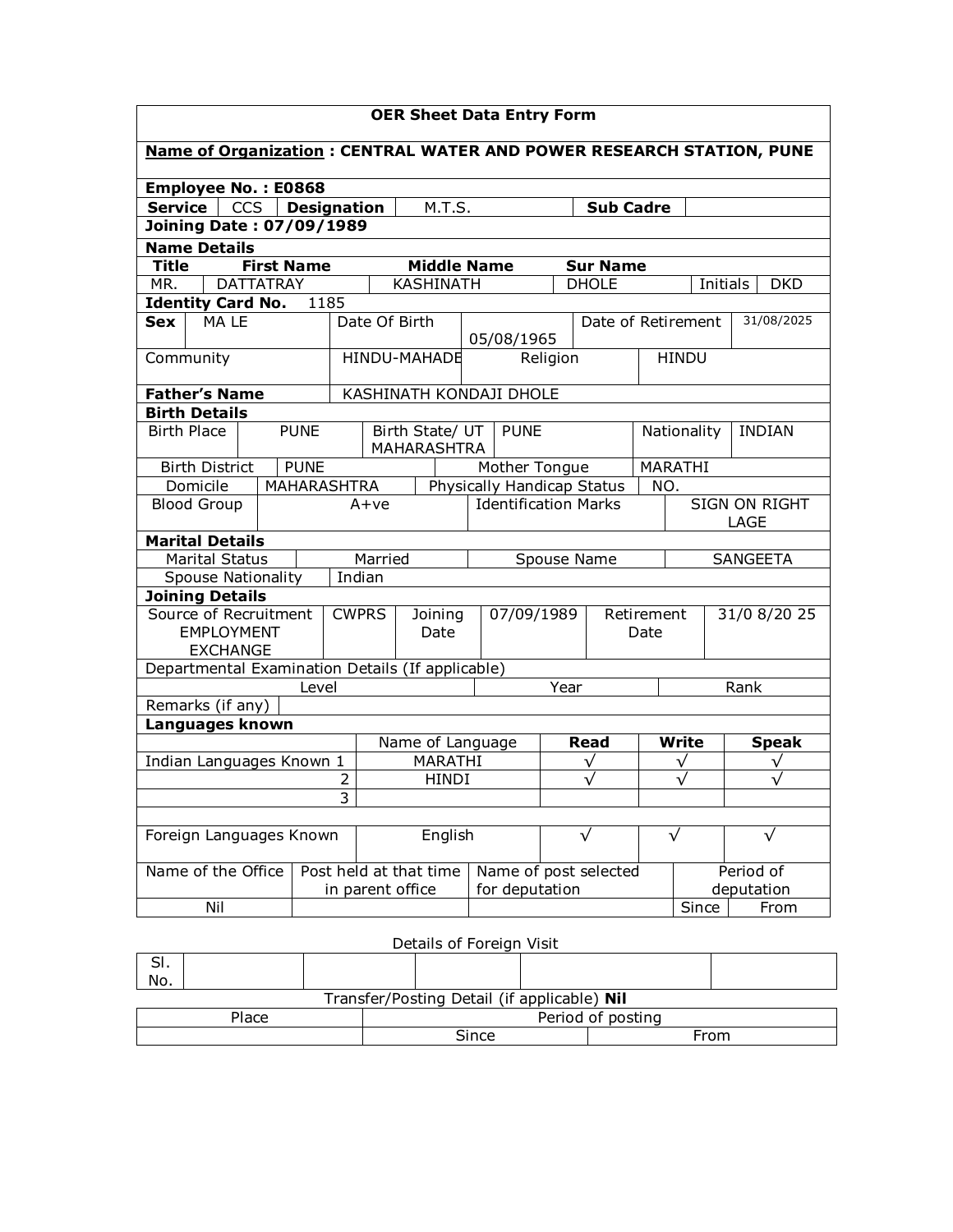# OER Sheet Data Entry Form

**Name of Organization : CENTRAL WATER AND POWER RESEARCH STATION, PUNE**

**Employee No. : E0868**

| **Service** | CCS | **Designation** | M.T.S. | **Sub Cadre** | |
|---|---|---|---|---|---|

**Joining Date : 07/09/1989**

**Name Details**

| **Title** | **First Name** | **Middle Name** | **Sur Name** | | |
|---|---|---|---|---|---|
| MR. | DATTATRAY | KASHINATH | DHOLE | Initials | DKD |

**Identity Card No.** 1185

| **Sex** | MA LE | Date Of Birth | 05/08/1965 | Date of Retirement | 31/08/2025 |
|---|---|---|---|---|---|
| Community | | HINDU-MAHADE | Religion | HINDU | |

| **Father's Name** | KASHINATH KONDAJI DHOLE |
|---|---|

**Birth Details**

| Birth Place | PUNE | Birth State/ UT MAHARASHTRA | PUNE | Nationality | INDIAN |
|---|---|---|---|---|---|
| Birth District | PUNE | | Mother Tongue | MARATHI | |
| Domicile | MAHARASHTRA | | Physically Handicap Status | NO. | |
| Blood Group | A+ve | | Identification Marks | SIGN ON RIGHT LAGE | |

**Marital Details**

| Marital Status | Married | Spouse Name | SANGEETA |
|---|---|---|---|
| Spouse Nationality | Indian | | |

**Joining Details**

| Source of Recruitment EMPLOYMENT EXCHANGE | CWPRS | Joining Date | 07/09/1989 | Retirement Date | 31/0 8/20 25 |
|---|---|---|---|---|---|

Departmental Examination Details (If applicable)

| Level | Year | Rank |
|---|---|---|
| | | |

Remarks (if any)

**Languages known**

| | | Name of Language | **Read** | **Write** | **Speak** |
|---|---|---|---|---|---|
| Indian Languages Known | 1 | MARATHI | √ | √ | √ |
| | 2 | HINDI | √ | √ | √ |
| | 3 | | | | |
| | | | | | |
| Foreign Languages Known | | English | √ | √ | √ |

| Name of the Office | Post held at that time in parent office | Name of post selected for deputation | Period of deputation | |
|---|---|---|---|---|
| Nil | | | Since | From |

Details of Foreign Visit

| Sl. No. | | | | | |
|---|---|---|---|---|---|

Transfer/Posting Detail (if applicable) **Nil**

| Place | Period of posting | |
|---|---|---|
| | Since | From |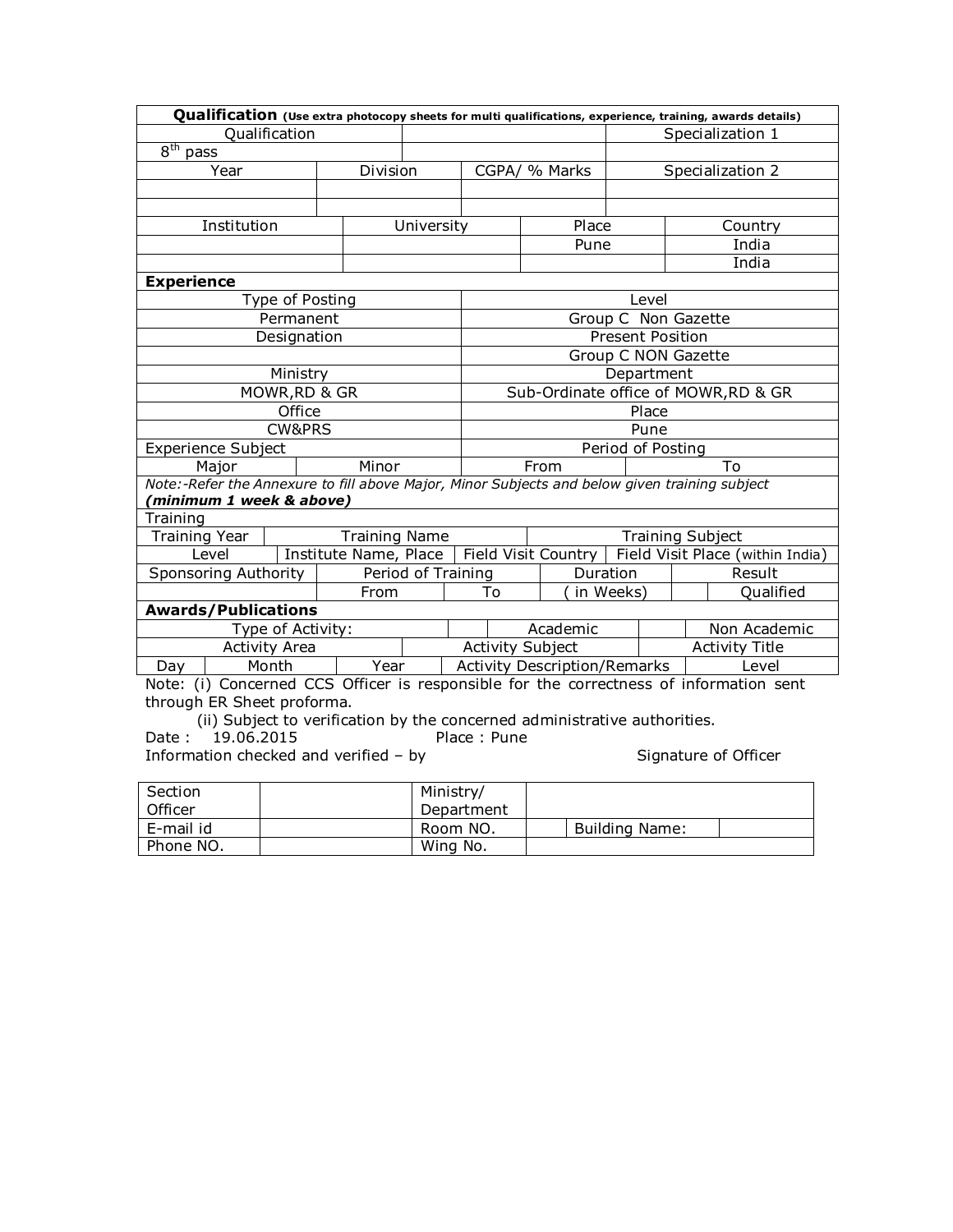**Qualification** (Use extra photocopy sheets for multi qualifications, experience, training, awards details)

| Qualification | | Specialization 1 |
|---|---|---|
| 8th pass | | |

| Year | Division | CGPA/ % Marks | Specialization 2 |
|---|---|---|---|
| | | | |
| | | | |

| Institution | University | Place | Country |
|---|---|---|---|
| | | Pune | India |
| | | | India |

**Experience**

| Type of Posting | Level |
|---|---|
| Permanent | Group C Non Gazette |
| Designation | Present Position |
| | Group C NON Gazette |
| Ministry | Department |
| MOWR,RD & GR | Sub-Ordinate office of MOWR,RD & GR |
| Office | Place |
| CW&PRS | Pune |

| Experience Subject | | Period of Posting | |
|---|---|---|---|
| Major | Minor | From | To |

*Note:-Refer the Annexure to fill above Major, Minor Subjects and below given training subject* ***(minimum 1 week & above)***

Training

| Training Year | Training Name | Training Subject |
|---|---|---|
| Level | Institute Name, Place | Field Visit Country | Field Visit Place (within India) |

| Sponsoring Authority | Period of Training | | Duration | | Result |
|---|---|---|---|---|---|
| | From | To | ( in Weeks) | | Qualified |

**Awards/Publications**

| Type of Activity: | | Academic | | Non Academic |
|---|---|---|---|---|

| Activity Area | Activity Subject | Activity Title |
|---|---|---|

| Day | Month | Year | Activity Description/Remarks | Level |
|---|---|---|---|---|

Note: (i) Concerned CCS Officer is responsible for the correctness of information sent through ER Sheet proforma.

(ii) Subject to verification by the concerned administrative authorities.

Date : 19.06.2015 Place : Pune

Information checked and verified – by Signature of Officer

| | | | | | |
|---|---|---|---|---|---|
| Section Officer | | Ministry/ Department | | | |
| E-mail id | | Room NO. | | Building Name: | |
| Phone NO. | | Wing No. | | | |